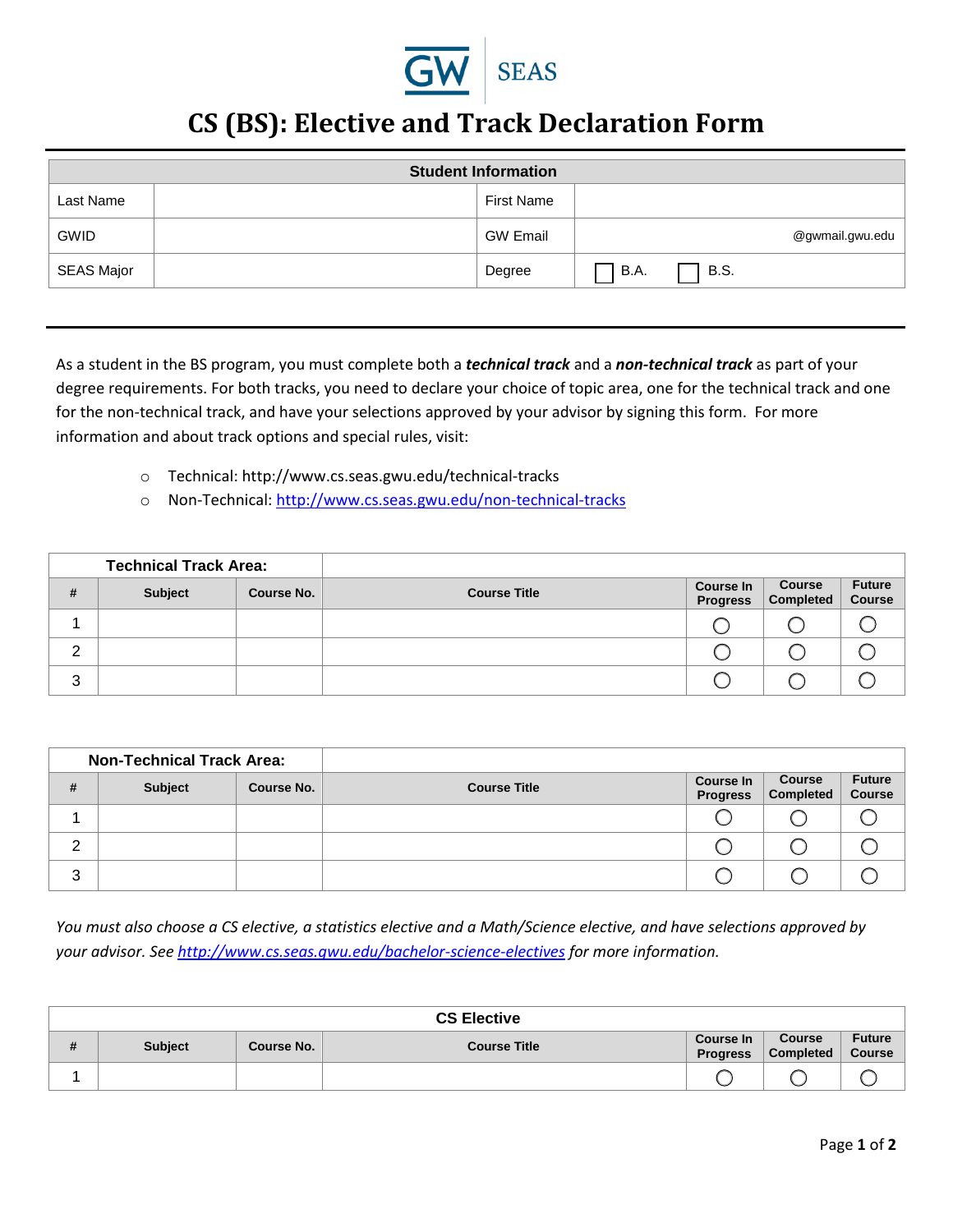GW | SEAS

# CS (BS): Elective and Track Declaration Form

| Student Information | | | |
|---|---|---|---|
| Last Name | | First Name | |
| GWID | | GW Email | @gwmail.gwu.edu |
| SEAS Major | | Degree | ☐ B.A. ☐ B.S. |

As a student in the BS program, you must complete both a ***technical track*** and a ***non-technical track*** as part of your degree requirements. For both tracks, you need to declare your choice of topic area, one for the technical track and one for the non-technical track, and have your selections approved by your advisor by signing this form. For more information and about track options and special rules, visit:

- Technical: http://www.cs.seas.gwu.edu/technical-tracks
- Non-Technical: http://www.cs.seas.gwu.edu/non-technical-tracks

| Technical Track Area: | | | | | | |
|---|---|---|---|---|---|---|
| # | Subject | Course No. | Course Title | Course In Progress | Course Completed | Future Course |
| 1 | | | | ○ | ○ | ○ |
| 2 | | | | ○ | ○ | ○ |
| 3 | | | | ○ | ○ | ○ |

| Non-Technical Track Area: | | | | | | |
|---|---|---|---|---|---|---|
| # | Subject | Course No. | Course Title | Course In Progress | Course Completed | Future Course |
| 1 | | | | ○ | ○ | ○ |
| 2 | | | | ○ | ○ | ○ |
| 3 | | | | ○ | ○ | ○ |

*You must also choose a CS elective, a statistics elective and a Math/Science elective, and have selections approved by your advisor. See http://www.cs.seas.gwu.edu/bachelor-science-electives for more information.*

| CS Elective | | | | | | |
|---|---|---|---|---|---|---|
| # | Subject | Course No. | Course Title | Course In Progress | Course Completed | Future Course |
| 1 | | | | ○ | ○ | ○ |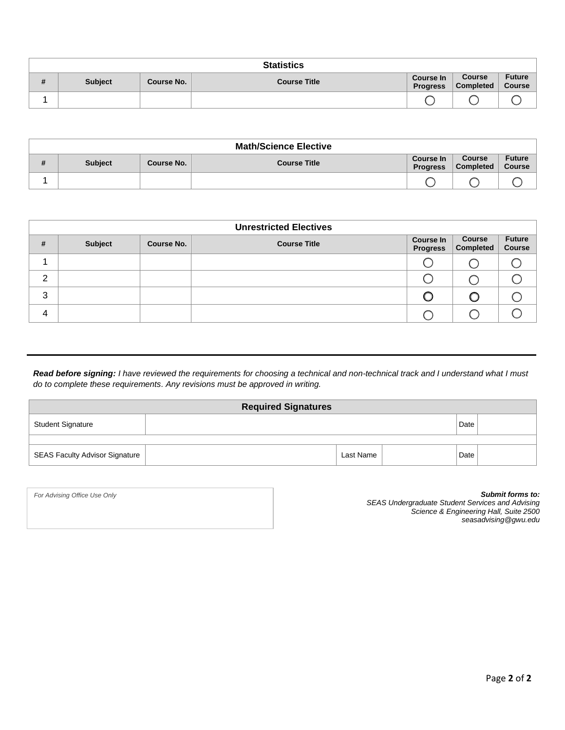| Statistics | | | | | | |
|---|---|---|---|---|---|---|
| # | Subject | Course No. | Course Title | Course In Progress | Course Completed | Future Course |
| 1 | | | | ◯ | ◯ | ◯ |

| Math/Science Elective | | | | | | |
|---|---|---|---|---|---|---|
| # | Subject | Course No. | Course Title | Course In Progress | Course Completed | Future Course |
| 1 | | | | ◯ | ◯ | ◯ |

| Unrestricted Electives | | | | | | |
|---|---|---|---|---|---|---|
| # | Subject | Course No. | Course Title | Course In Progress | Course Completed | Future Course |
| 1 | | | | ◯ | ◯ | ◯ |
| 2 | | | | ◯ | ◯ | ◯ |
| 3 | | | | ◯ | ◯ | ◯ |
| 4 | | | | ◯ | ◯ | ◯ |

***Read before signing:*** *I have reviewed the requirements for choosing a technical and non-technical track and I understand what I must do to complete these requirements. Any revisions must be approved in writing.*

| Required Signatures | | | | | |
|---|---|---|---|---|---|
| Student Signature | | | | Date | |
| | | | | | |
| SEAS Faculty Advisor Signature | | Last Name | | Date | |

*For Advising Office Use Only*

***Submit forms to:***
*SEAS Undergraduate Student Services and Advising*
*Science & Engineering Hall, Suite 2500*
*seasadvising@gwu.edu*